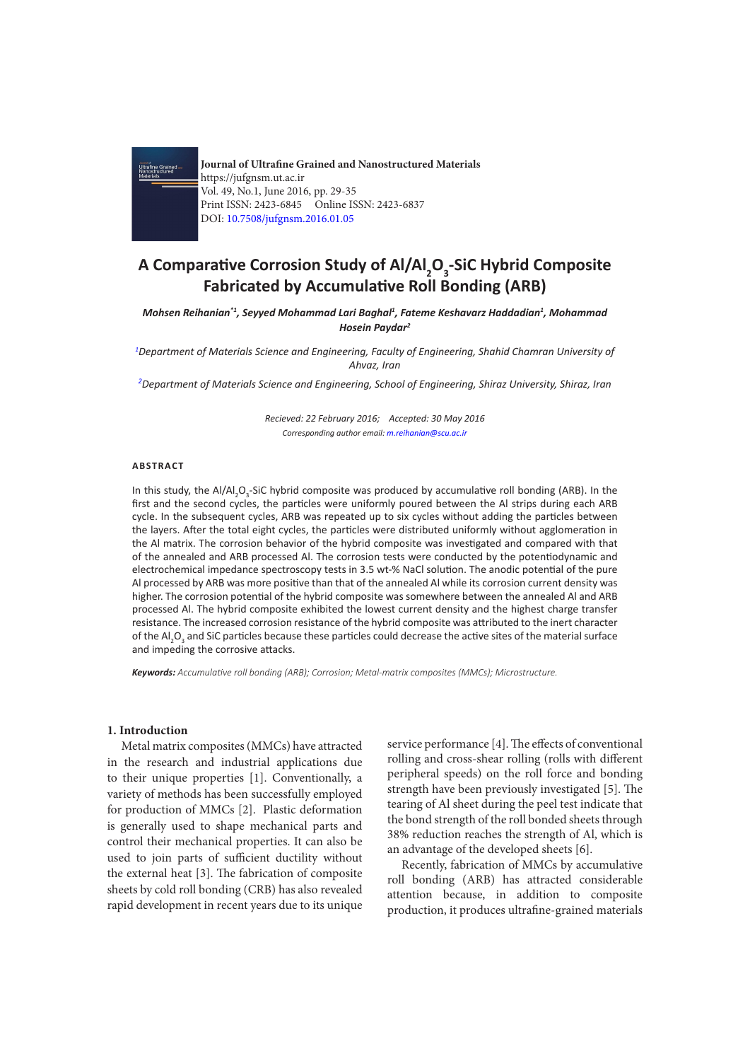Journal of Ultrafine Grained and Nanostructured Materials
https://jufgnsm.ut.ac.ir
Vol. 49, No.1, June 2016, pp. 29-35
Print ISSN: 2423-6845     Online ISSN: 2423-6837
DOI: 10.7508/jufgnsm.2016.01.05

# A Comparative Corrosion Study of Al/$Al_2O_3$-SiC Hybrid Composite Fabricated by Accumulative Roll Bonding (ARB)

***Mohsen Reihanian*[\*1], Seyyed Mohammad Lari Baghal[1], Fateme Keshavarz Haddadian[1], Mohammad Hosein Paydar[2]***

*[1]Department of Materials Science and Engineering, Faculty of Engineering, Shahid Chamran University of Ahvaz, Iran*

*[2]Department of Materials Science and Engineering, School of Engineering, Shiraz University, Shiraz, Iran*

*Recieved: 22 February 2016;   Accepted: 30 May 2016*

*Corresponding author email: m.reihanian@scu.ac.ir*

## ABSTRACT

In this study, the Al/$Al_2O_3$-SiC hybrid composite was produced by accumulative roll bonding (ARB). In the first and the second cycles, the particles were uniformly poured between the Al strips during each ARB cycle. In the subsequent cycles, ARB was repeated up to six cycles without adding the particles between the layers. After the total eight cycles, the particles were distributed uniformly without agglomeration in the Al matrix. The corrosion behavior of the hybrid composite was investigated and compared with that of the annealed and ARB processed Al. The corrosion tests were conducted by the potentiodynamic and electrochemical impedance spectroscopy tests in 3.5 wt-% NaCl solution. The anodic potential of the pure Al processed by ARB was more positive than that of the annealed Al while its corrosion current density was higher. The corrosion potential of the hybrid composite was somewhere between the annealed Al and ARB processed Al. The hybrid composite exhibited the lowest current density and the highest charge transfer resistance. The increased corrosion resistance of the hybrid composite was attributed to the inert character of the $Al_2O_3$ and SiC particles because these particles could decrease the active sites of the material surface and impeding the corrosive attacks.

***Keywords:*** *Accumulative roll bonding (ARB); Corrosion; Metal-matrix composites (MMCs); Microstructure.*

## 1. Introduction

Metal matrix composites (MMCs) have attracted in the research and industrial applications due to their unique properties [1]. Conventionally, a variety of methods has been successfully employed for production of MMCs [2]. Plastic deformation is generally used to shape mechanical parts and control their mechanical properties. It can also be used to join parts of sufficient ductility without the external heat [3]. The fabrication of composite sheets by cold roll bonding (CRB) has also revealed rapid development in recent years due to its unique service performance [4]. The effects of conventional rolling and cross-shear rolling (rolls with different peripheral speeds) on the roll force and bonding strength have been previously investigated [5]. The tearing of Al sheet during the peel test indicate that the bond strength of the roll bonded sheets through 38% reduction reaches the strength of Al, which is an advantage of the developed sheets [6].

Recently, fabrication of MMCs by accumulative roll bonding (ARB) has attracted considerable attention because, in addition to composite production, it produces ultrafine-grained materials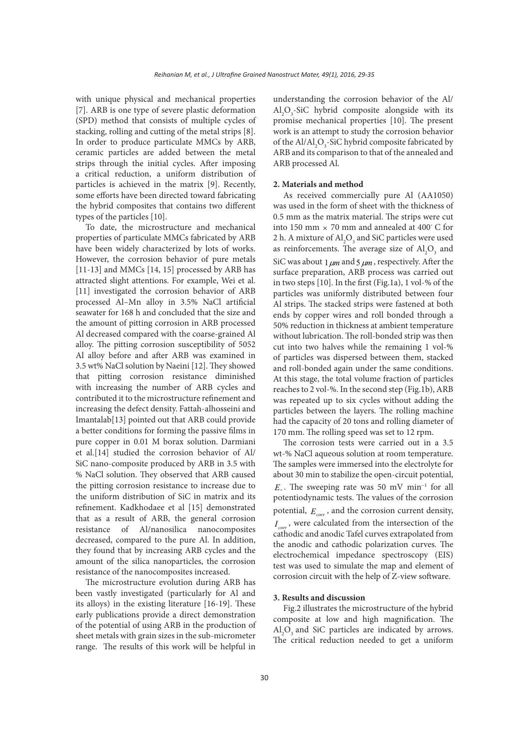with unique physical and mechanical properties [7]. ARB is one type of severe plastic deformation (SPD) method that consists of multiple cycles of stacking, rolling and cutting of the metal strips [8]. In order to produce particulate MMCs by ARB, ceramic particles are added between the metal strips through the initial cycles. After imposing a critical reduction, a uniform distribution of particles is achieved in the matrix [9]. Recently, some efforts have been directed toward fabricating the hybrid composites that contains two different types of the particles [10].

To date, the microstructure and mechanical properties of particulate MMCs fabricated by ARB have been widely characterized by lots of works. However, the corrosion behavior of pure metals [11-13] and MMCs [14, 15] processed by ARB has attracted slight attentions. For example, Wei et al. [11] investigated the corrosion behavior of ARB processed Al–Mn alloy in 3.5% NaCl artificial seawater for 168 h and concluded that the size and the amount of pitting corrosion in ARB processed Al decreased compared with the coarse-grained Al alloy. The pitting corrosion susceptibility of 5052 Al alloy before and after ARB was examined in 3.5 wt% NaCl solution by Naeini [12]. They showed that pitting corrosion resistance diminished with increasing the number of ARB cycles and contributed it to the microstructure refinement and increasing the defect density. Fattah-alhosseini and Imantalab[13] pointed out that ARB could provide a better conditions for forming the passive films in pure copper in 0.01 M borax solution. Darmiani et al.[14] studied the corrosion behavior of Al/SiC nano-composite produced by ARB in 3.5 with % NaCl solution. They observed that ARB caused the pitting corrosion resistance to increase due to the uniform distribution of SiC in matrix and its refinement. Kadkhodaee et al [15] demonstrated that as a result of ARB, the general corrosion resistance of Al/nanosilica nanocomposites decreased, compared to the pure Al. In addition, they found that by increasing ARB cycles and the amount of the silica nanoparticles, the corrosion resistance of the nanocomposites increased.

The microstructure evolution during ARB has been vastly investigated (particularly for Al and its alloys) in the existing literature [16-19]. These early publications provide a direct demonstration of the potential of using ARB in the production of sheet metals with grain sizes in the sub-micrometer range. The results of this work will be helpful in understanding the corrosion behavior of the Al/$Al_2O_3$-SiC hybrid composite alongside with its promise mechanical properties [10]. The present work is an attempt to study the corrosion behavior of the Al/$Al_2O_3$-SiC hybrid composite fabricated by ARB and its comparison to that of the annealed and ARB processed Al.

## 2. Materials and method

As received commercially pure Al (AA1050) was used in the form of sheet with the thickness of 0.5 mm as the matrix material. The strips were cut into 150 mm × 70 mm and annealed at 400° C for 2 h. A mixture of $Al_2O_3$ and SiC particles were used as reinforcements. The average size of $Al_2O_3$ and SiC was about $1\,\mu m$ and $5\,\mu m$, respectively. After the surface preparation, ARB process was carried out in two steps [10]. In the first (Fig.1a), 1 vol-% of the particles was uniformly distributed between four Al strips. The stacked strips were fastened at both ends by copper wires and roll bonded through a 50% reduction in thickness at ambient temperature without lubrication. The roll-bonded strip was then cut into two halves while the remaining 1 vol-% of particles was dispersed between them, stacked and roll-bonded again under the same conditions. At this stage, the total volume fraction of particles reaches to 2 vol-%. In the second step (Fig.1b), ARB was repeated up to six cycles without adding the particles between the layers. The rolling machine had the capacity of 20 tons and rolling diameter of 170 mm. The rolling speed was set to 12 rpm.

The corrosion tests were carried out in a 3.5 wt-% NaCl aqueous solution at room temperature. The samples were immersed into the electrolyte for about 30 min to stabilize the open-circuit potential, $E_{\circ}$. The sweeping rate was 50 mV min$^{-1}$ for all potentiodynamic tests. The values of the corrosion potential, $E_{corr}$, and the corrosion current density, $I_{corr}$, were calculated from the intersection of the cathodic and anodic Tafel curves extrapolated from the anodic and cathodic polarization curves. The electrochemical impedance spectroscopy (EIS) test was used to simulate the map and element of corrosion circuit with the help of Z-view software.

## 3. Results and discussion

Fig.2 illustrates the microstructure of the hybrid composite at low and high magnification. The $Al_2O_3$ and SiC particles are indicated by arrows. The critical reduction needed to get a uniform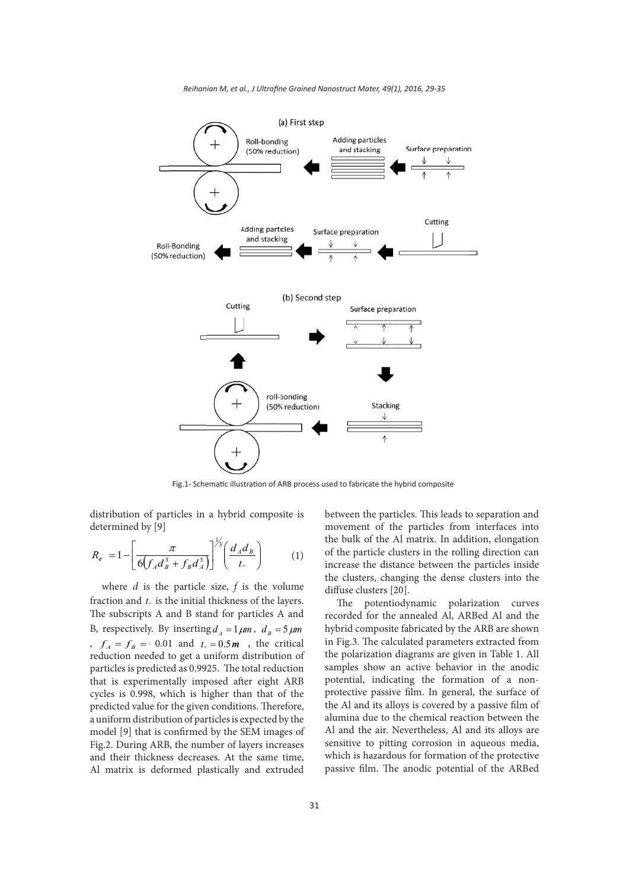Fig.1- Schematic illustration of ARB process used to fabricate the hybrid composite

distribution of particles in a hybrid composite is determined by [9]

$$R_{cr} = 1 - \left[ \frac{\pi}{6\left(f_A d_B^3 + f_B d_A^3\right)} \right]^{1/3} \left( \frac{d_A d_B}{t_\circ} \right) \qquad (1)$$

where $d$ is the particle size, $f$ is the volume fraction and $t_\circ$ is the initial thickness of the layers. The subscripts A and B stand for particles A and B, respectively. By inserting $d_A = 1\,\mu m$, $d_B = 5\,\mu m$, $f_A = f_B =$ 0.01 and $t_\circ = 0.5\,m$, the critical reduction needed to get a uniform distribution of particles is predicted as 0.9925. The total reduction that is experimentally imposed after eight ARB cycles is 0.998, which is higher than that of the predicted value for the given conditions. Therefore, a uniform distribution of particles is expected by the model [9] that is confirmed by the SEM images of Fig.2. During ARB, the number of layers increases and their thickness decreases. At the same time, Al matrix is deformed plastically and extruded between the particles. This leads to separation and movement of the particles from interfaces into the bulk of the Al matrix. In addition, elongation of the particle clusters in the rolling direction can increase the distance between the particles inside the clusters, changing the dense clusters into the diffuse clusters [20].

The potentiodynamic polarization curves recorded for the annealed Al, ARBed Al and the hybrid composite fabricated by the ARB are shown in Fig.3. The calculated parameters extracted from the polarization diagrams are given in Table 1. All samples show an active behavior in the anodic potential, indicating the formation of a non-protective passive film. In general, the surface of the Al and its alloys is covered by a passive film of alumina due to the chemical reaction between the Al and the air. Nevertheless, Al and its alloys are sensitive to pitting corrosion in aqueous media, which is hazardous for formation of the protective passive film. The anodic potential of the ARBed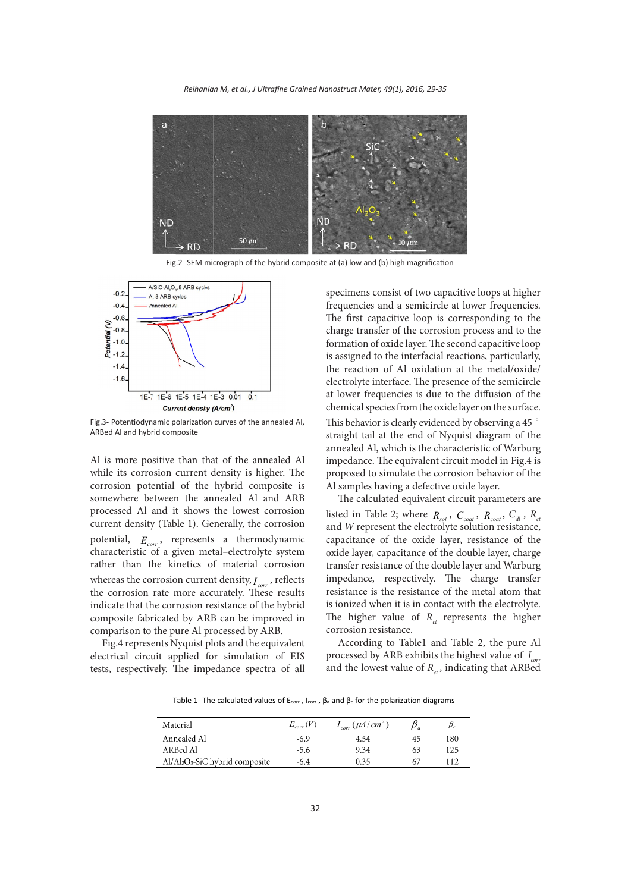Fig.2- SEM micrograph of the hybrid composite at (a) low and (b) high magnification

Fig.3- Potentiodynamic polarization curves of the annealed Al, ARBed Al and hybrid composite

Al is more positive than that of the annealed Al while its corrosion current density is higher. The corrosion potential of the hybrid composite is somewhere between the annealed Al and ARB processed Al and it shows the lowest corrosion current density (Table 1). Generally, the corrosion potential, $E_{corr}$, represents a thermodynamic characteristic of a given metal–electrolyte system rather than the kinetics of material corrosion whereas the corrosion current density, $I_{corr}$, reflects the corrosion rate more accurately. These results indicate that the corrosion resistance of the hybrid composite fabricated by ARB can be improved in comparison to the pure Al processed by ARB.

Fig.4 represents Nyquist plots and the equivalent electrical circuit applied for simulation of EIS tests, respectively. The impedance spectra of all specimens consist of two capacitive loops at higher frequencies and a semicircle at lower frequencies. The first capacitive loop is corresponding to the charge transfer of the corrosion process and to the formation of oxide layer. The second capacitive loop is assigned to the interfacial reactions, particularly, the reaction of Al oxidation at the metal/oxide/electrolyte interface. The presence of the semicircle at lower frequencies is due to the diffusion of the chemical species from the oxide layer on the surface. This behavior is clearly evidenced by observing a 45 ° straight tail at the end of Nyquist diagram of the annealed Al, which is the characteristic of Warburg impedance. The equivalent circuit model in Fig.4 is proposed to simulate the corrosion behavior of the Al samples having a defective oxide layer.

The calculated equivalent circuit parameters are listed in Table 2; where $R_{sol}$, $C_{coat}$, $R_{coat}$, $C_{dl}$, $R_{ct}$ and $W$ represent the electrolyte solution resistance, capacitance of the oxide layer, resistance of the oxide layer, capacitance of the double layer, charge transfer resistance of the double layer and Warburg impedance, respectively. The charge transfer resistance is the resistance of the metal atom that is ionized when it is in contact with the electrolyte. The higher value of $R_{ct}$ represents the higher corrosion resistance.

According to Table1 and Table 2, the pure Al processed by ARB exhibits the highest value of $I_{corr}$ and the lowest value of $R_{ct}$, indicating that ARBed

Table 1- The calculated values of $E_{corr}$, $I_{corr}$, $\beta_a$ and $\beta_c$ for the polarization diagrams

| Material | $E_{corr}$ (V) | $I_{corr}$ ($\mu A/cm^2$) | $\beta_a$ | $\beta_c$ |
|---|---|---|---|---|
| Annealed Al | -6.9 | 4.54 | 45 | 180 |
| ARBed Al | -5.6 | 9.34 | 63 | 125 |
| Al/$Al_2O_3$-SiC hybrid composite | -6.4 | 0.35 | 67 | 112 |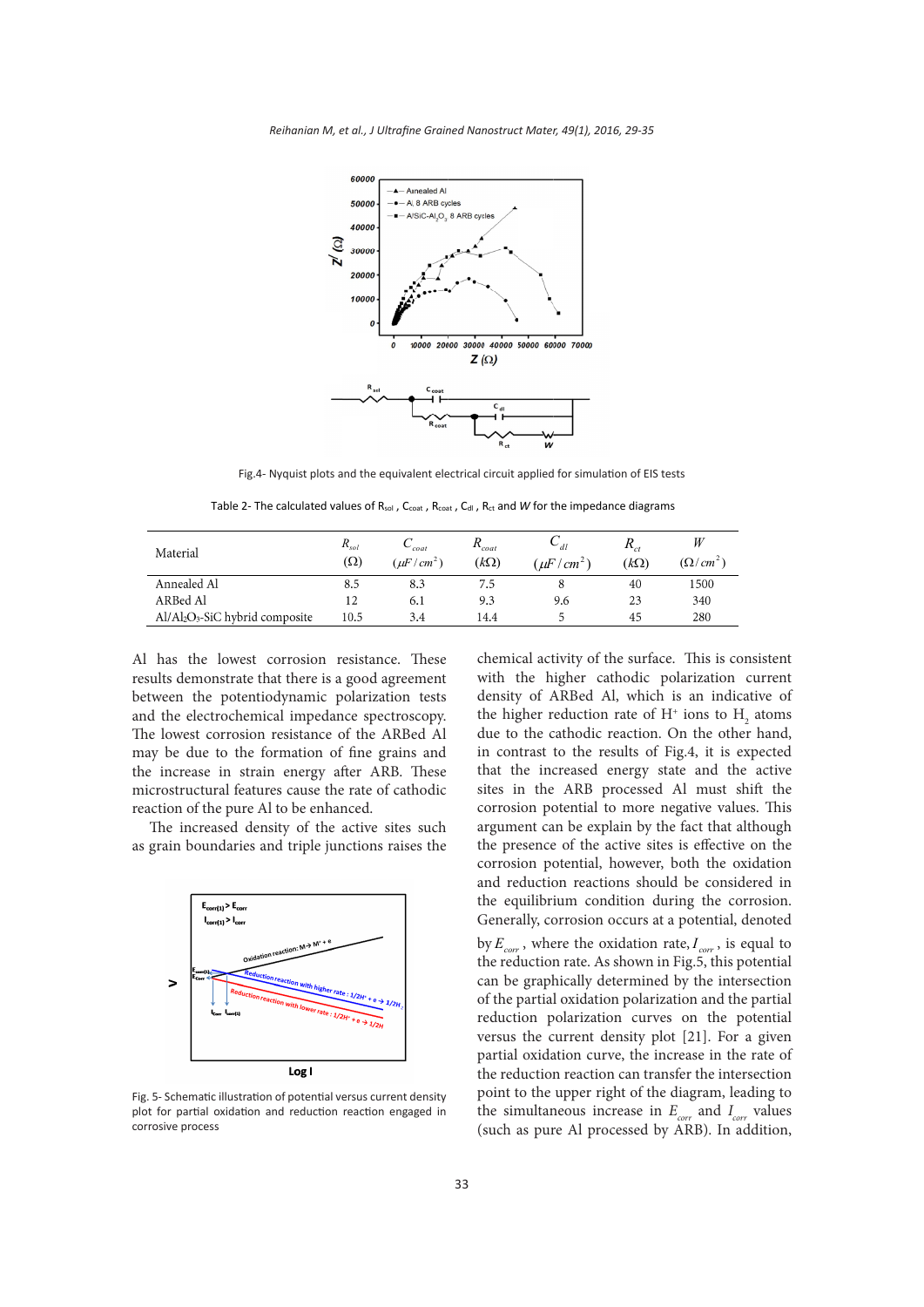Fig.4- Nyquist plots and the equivalent electrical circuit applied for simulation of EIS tests

Table 2- The calculated values of $R_{sol}$ , $C_{coat}$ , $R_{coat}$ , $C_{dl}$ , $R_{ct}$ and *W* for the impedance diagrams

| Material | $R_{sol}$ ($\Omega$) | $C_{coat}$ ($\mu F/cm^2$) | $R_{coat}$ ($k\Omega$) | $C_{dl}$ ($\mu F/cm^2$) | $R_{ct}$ ($k\Omega$) | $W$ ($\Omega/cm^2$) |
|---|---|---|---|---|---|---|
| Annealed Al | 8.5 | 8.3 | 7.5 | 8 | 40 | 1500 |
| ARBed Al | 12 | 6.1 | 9.3 | 9.6 | 23 | 340 |
| $Al/Al_2O_3$-SiC hybrid composite | 10.5 | 3.4 | 14.4 | 5 | 45 | 280 |

Al has the lowest corrosion resistance. These results demonstrate that there is a good agreement between the potentiodynamic polarization tests and the electrochemical impedance spectroscopy. The lowest corrosion resistance of the ARBed Al may be due to the formation of fine grains and the increase in strain energy after ARB. These microstructural features cause the rate of cathodic reaction of the pure Al to be enhanced.

The increased density of the active sites such as grain boundaries and triple junctions raises the chemical activity of the surface. This is consistent with the higher cathodic polarization current density of ARBed Al, which is an indicative of the higher reduction rate of $H^+$ ions to $H_2$ atoms due to the cathodic reaction. On the other hand, in contrast to the results of Fig.4, it is expected that the increased energy state and the active sites in the ARB processed Al must shift the corrosion potential to more negative values. This argument can be explain by the fact that although the presence of the active sites is effective on the corrosion potential, however, both the oxidation and reduction reactions should be considered in the equilibrium condition during the corrosion. Generally, corrosion occurs at a potential, denoted by $E_{corr}$, where the oxidation rate, $I_{corr}$, is equal to the reduction rate. As shown in Fig.5, this potential can be graphically determined by the intersection of the partial oxidation polarization and the partial reduction polarization curves on the potential versus the current density plot [21]. For a given partial oxidation curve, the increase in the rate of the reduction reaction can transfer the intersection point to the upper right of the diagram, leading to the simultaneous increase in $E_{corr}$ and $I_{corr}$ values (such as pure Al processed by ARB). In addition,

Fig. 5- Schematic illustration of potential versus current density plot for partial oxidation and reduction reaction engaged in corrosive process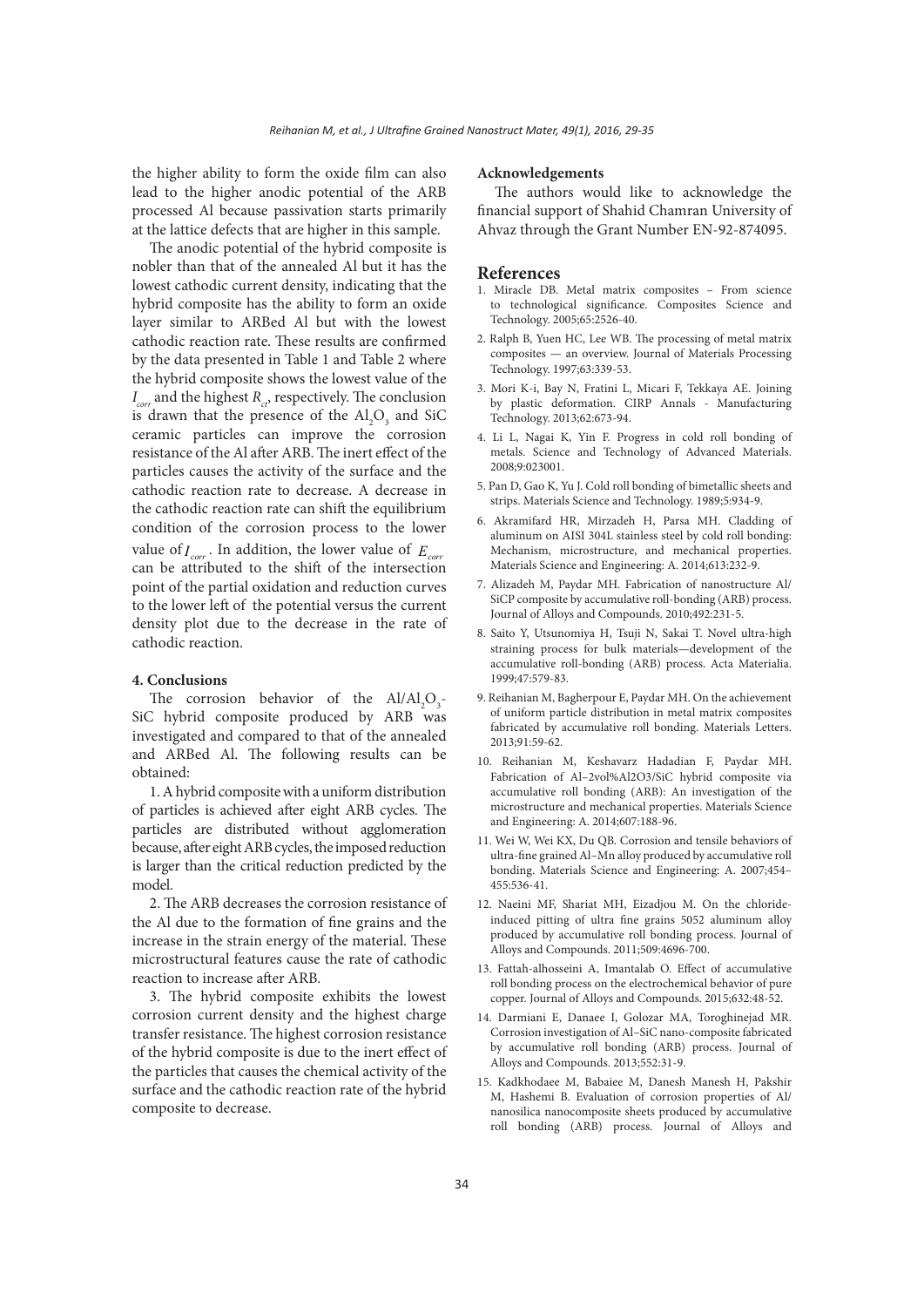the higher ability to form the oxide film can also lead to the higher anodic potential of the ARB processed Al because passivation starts primarily at the lattice defects that are higher in this sample.

The anodic potential of the hybrid composite is nobler than that of the annealed Al but it has the lowest cathodic current density, indicating that the hybrid composite has the ability to form an oxide layer similar to ARBed Al but with the lowest cathodic reaction rate. These results are confirmed by the data presented in Table 1 and Table 2 where the hybrid composite shows the lowest value of the $I_{corr}$ and the highest $R_{ct}$, respectively. The conclusion is drawn that the presence of the $Al_2O_3$ and SiC ceramic particles can improve the corrosion resistance of the Al after ARB. The inert effect of the particles causes the activity of the surface and the cathodic reaction rate to decrease. A decrease in the cathodic reaction rate can shift the equilibrium condition of the corrosion process to the lower value of $I_{corr}$. In addition, the lower value of $E_{corr}$ can be attributed to the shift of the intersection point of the partial oxidation and reduction curves to the lower left of the potential versus the current density plot due to the decrease in the rate of cathodic reaction.

## 4. Conclusions

The corrosion behavior of the $Al/Al_2O_3$-SiC hybrid composite produced by ARB was investigated and compared to that of the annealed and ARBed Al. The following results can be obtained:

1. A hybrid composite with a uniform distribution of particles is achieved after eight ARB cycles. The particles are distributed without agglomeration because, after eight ARB cycles, the imposed reduction is larger than the critical reduction predicted by the model.

2. The ARB decreases the corrosion resistance of the Al due to the formation of fine grains and the increase in the strain energy of the material. These microstructural features cause the rate of cathodic reaction to increase after ARB.

3. The hybrid composite exhibits the lowest corrosion current density and the highest charge transfer resistance. The highest corrosion resistance of the hybrid composite is due to the inert effect of the particles that causes the chemical activity of the surface and the cathodic reaction rate of the hybrid composite to decrease.

## Acknowledgements

The authors would like to acknowledge the financial support of Shahid Chamran University of Ahvaz through the Grant Number EN-92-874095.

## References

1. Miracle DB. Metal matrix composites – From science to technological significance. Composites Science and Technology. 2005;65:2526-40.
2. Ralph B, Yuen HC, Lee WB. The processing of metal matrix composites — an overview. Journal of Materials Processing Technology. 1997;63:339-53.
3. Mori K-i, Bay N, Fratini L, Micari F, Tekkaya AE. Joining by plastic deformation. CIRP Annals - Manufacturing Technology. 2013;62:673-94.
4. Li L, Nagai K, Yin F. Progress in cold roll bonding of metals. Science and Technology of Advanced Materials. 2008;9:023001.
5. Pan D, Gao K, Yu J. Cold roll bonding of bimetallic sheets and strips. Materials Science and Technology. 1989;5:934-9.
6. Akramifard HR, Mirzadeh H, Parsa MH. Cladding of aluminum on AISI 304L stainless steel by cold roll bonding: Mechanism, microstructure, and mechanical properties. Materials Science and Engineering: A. 2014;613:232-9.
7. Alizadeh M, Paydar MH. Fabrication of nanostructure Al/SiCP composite by accumulative roll-bonding (ARB) process. Journal of Alloys and Compounds. 2010;492:231-5.
8. Saito Y, Utsunomiya H, Tsuji N, Sakai T. Novel ultra-high straining process for bulk materials—development of the accumulative roll-bonding (ARB) process. Acta Materialia. 1999;47:579-83.
9. Reihanian M, Bagherpour E, Paydar MH. On the achievement of uniform particle distribution in metal matrix composites fabricated by accumulative roll bonding. Materials Letters. 2013;91:59-62.
10. Reihanian M, Keshavarz Hadadian F, Paydar MH. Fabrication of Al–2vol%Al2O3/SiC hybrid composite via accumulative roll bonding (ARB): An investigation of the microstructure and mechanical properties. Materials Science and Engineering: A. 2014;607:188-96.
11. Wei W, Wei KX, Du QB. Corrosion and tensile behaviors of ultra-fine grained Al–Mn alloy produced by accumulative roll bonding. Materials Science and Engineering: A. 2007;454–455:536-41.
12. Naeini MF, Shariat MH, Eizadjou M. On the chloride-induced pitting of ultra fine grains 5052 aluminum alloy produced by accumulative roll bonding process. Journal of Alloys and Compounds. 2011;509:4696-700.
13. Fattah-alhosseini A, Imantalab O. Effect of accumulative roll bonding process on the electrochemical behavior of pure copper. Journal of Alloys and Compounds. 2015;632:48-52.
14. Darmiani E, Danaee I, Golozar MA, Toroghinejad MR. Corrosion investigation of Al–SiC nano-composite fabricated by accumulative roll bonding (ARB) process. Journal of Alloys and Compounds. 2013;552:31-9.
15. Kadkhodaee M, Babaiee M, Danesh Manesh H, Pakshir M, Hashemi B. Evaluation of corrosion properties of Al/nanosilica nanocomposite sheets produced by accumulative roll bonding (ARB) process. Journal of Alloys and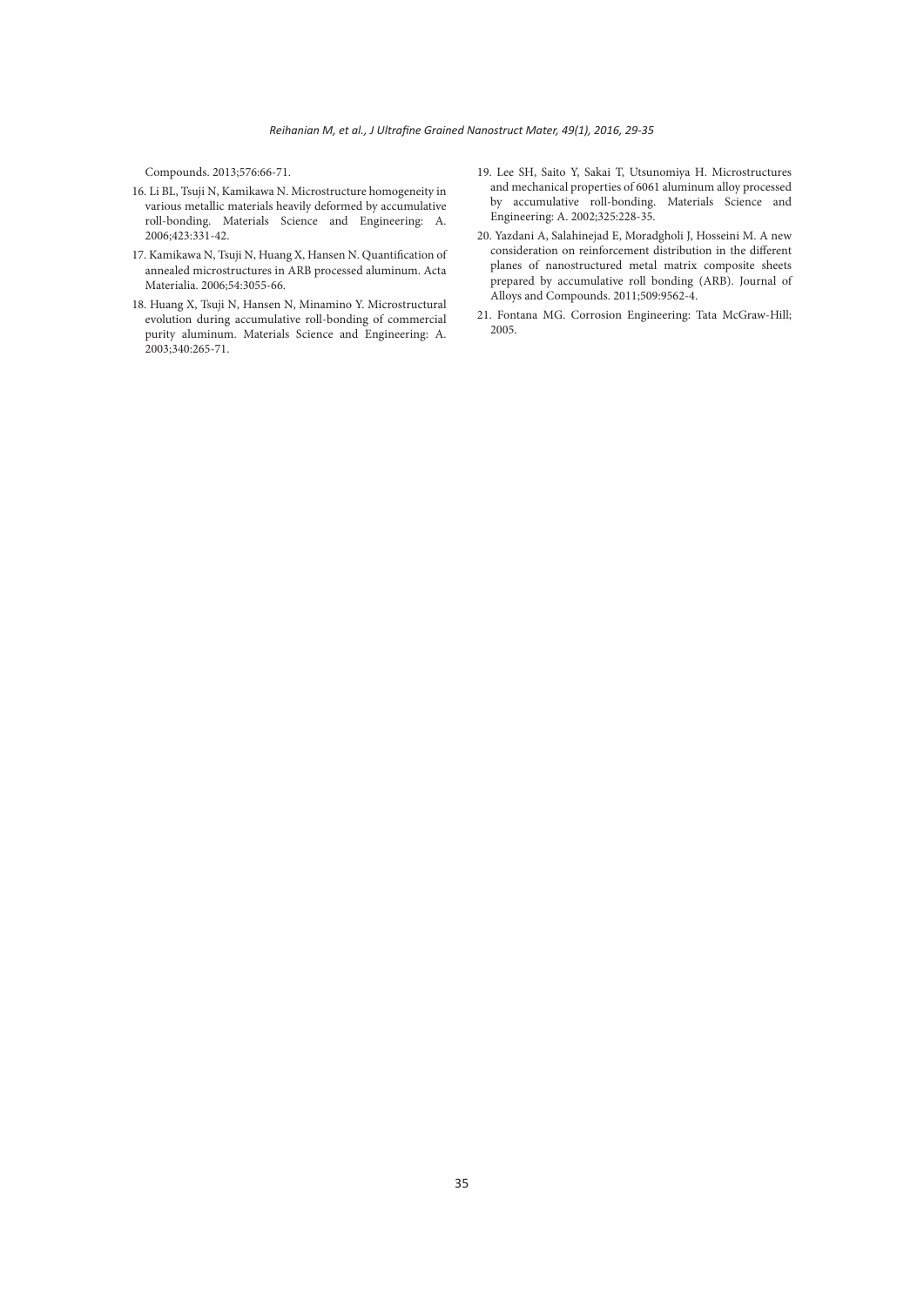Compounds. 2013;576:66-71.

16. Li BL, Tsuji N, Kamikawa N. Microstructure homogeneity in various metallic materials heavily deformed by accumulative roll-bonding. Materials Science and Engineering: A. 2006;423:331-42.

17. Kamikawa N, Tsuji N, Huang X, Hansen N. Quantification of annealed microstructures in ARB processed aluminum. Acta Materialia. 2006;54:3055-66.

18. Huang X, Tsuji N, Hansen N, Minamino Y. Microstructural evolution during accumulative roll-bonding of commercial purity aluminum. Materials Science and Engineering: A. 2003;340:265-71.

19. Lee SH, Saito Y, Sakai T, Utsunomiya H. Microstructures and mechanical properties of 6061 aluminum alloy processed by accumulative roll-bonding. Materials Science and Engineering: A. 2002;325:228-35.

20. Yazdani A, Salahinejad E, Moradgholi J, Hosseini M. A new consideration on reinforcement distribution in the different planes of nanostructured metal matrix composite sheets prepared by accumulative roll bonding (ARB). Journal of Alloys and Compounds. 2011;509:9562-4.

21. Fontana MG. Corrosion Engineering: Tata McGraw-Hill; 2005.